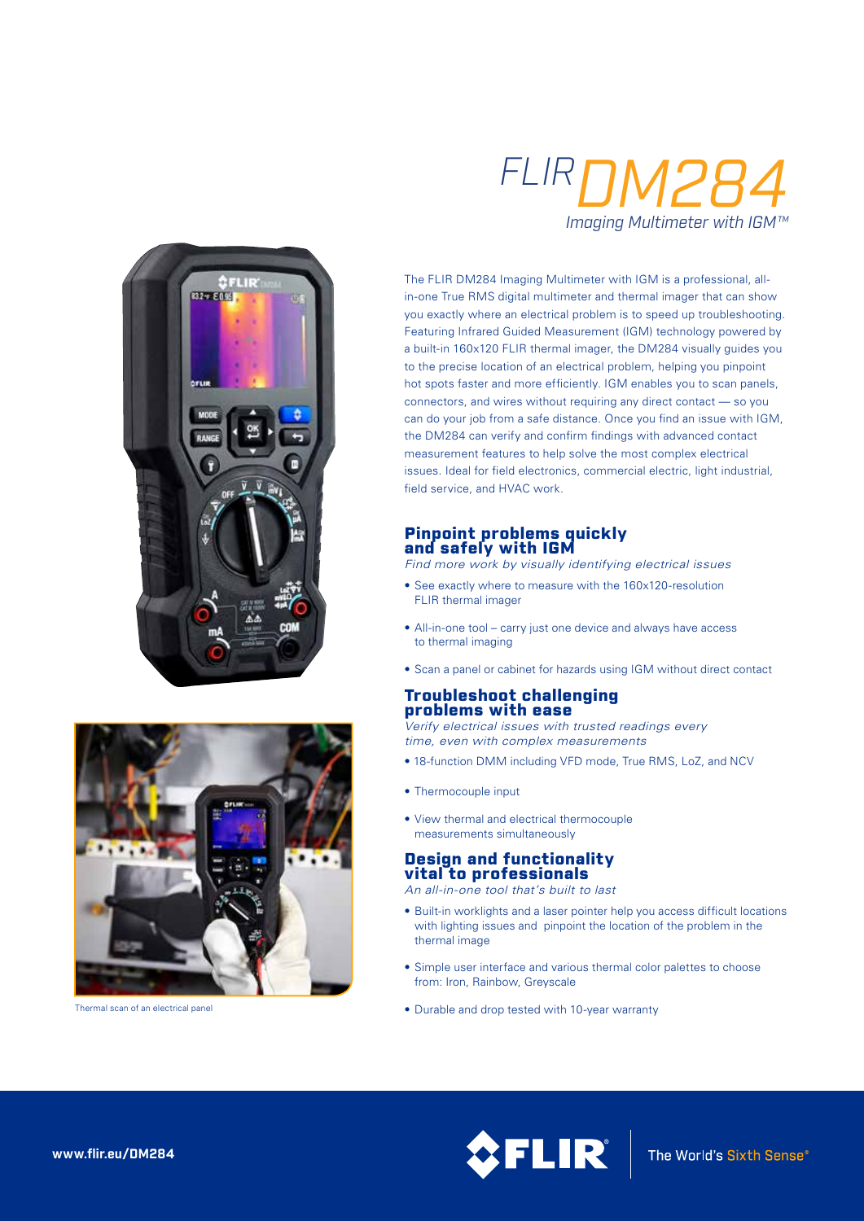# FLIR DM284

*Imaging Multimeter with IGM™*

The FLIR DM284 Imaging Multimeter with IGM is a professional, all-in-one True RMS digital multimeter and thermal imager that can show you exactly where an electrical problem is to speed up troubleshooting. Featuring Infrared Guided Measurement (IGM) technology powered by a built-in 160x120 FLIR thermal imager, the DM284 visually guides you to the precise location of an electrical problem, helping you pinpoint hot spots faster and more efficiently. IGM enables you to scan panels, connectors, and wires without requiring any direct contact — so you can do your job from a safe distance. Once you find an issue with IGM, the DM284 can verify and confirm findings with advanced contact measurement features to help solve the most complex electrical issues. Ideal for field electronics, commercial electric, light industrial, field service, and HVAC work.

Thermal scan of an electrical panel

## Pinpoint problems quickly and safely with IGM

*Find more work by visually identifying electrical issues*

- See exactly where to measure with the 160x120-resolution FLIR thermal imager
- All-in-one tool – carry just one device and always have access to thermal imaging
- Scan a panel or cabinet for hazards using IGM without direct contact

## Troubleshoot challenging problems with ease

*Verify electrical issues with trusted readings every time, even with complex measurements*

- 18-function DMM including VFD mode, True RMS, LoZ, and NCV
- Thermocouple input
- View thermal and electrical thermocouple measurements simultaneously

## Design and functionality vital to professionals

*An all-in-one tool that's built to last*

- Built-in worklights and a laser pointer help you access difficult locations with lighting issues and pinpoint the location of the problem in the thermal image
- Simple user interface and various thermal color palettes to choose from: Iron, Rainbow, Greyscale
- Durable and drop tested with 10-year warranty

www.flir.eu/DM284

FLIR | The World's Sixth Sense®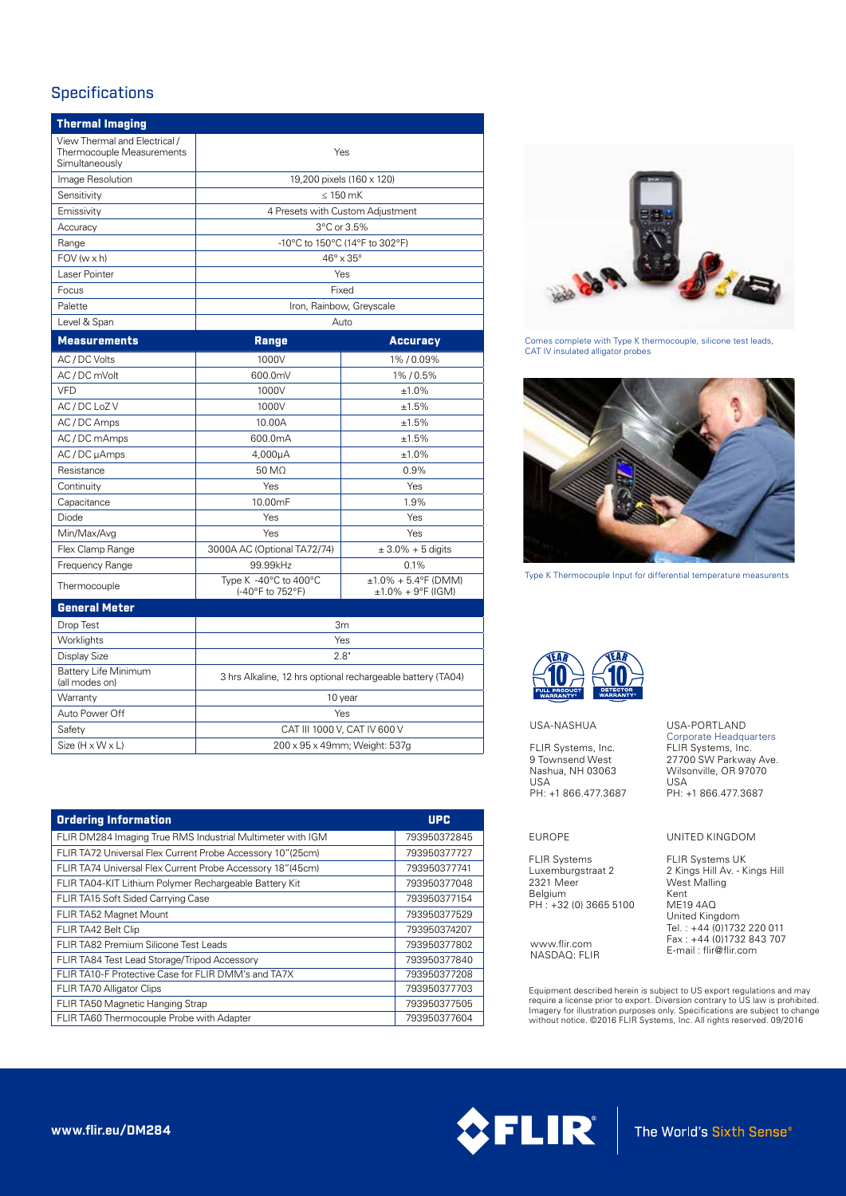## Specifications

| Thermal Imaging | | |
|---|---|---|
| View Thermal and Electrical / Thermocouple Measurements Simultaneously | Yes | |
| Image Resolution | 19,200 pixels (160 x 120) | |
| Sensitivity | ≤ 150 mK | |
| Emissivity | 4 Presets with Custom Adjustment | |
| Accuracy | 3°C or 3.5% | |
| Range | -10°C to 150°C (14°F to 302°F) | |
| FOV (w x h) | 46° x 35° | |
| Laser Pointer | Yes | |
| Focus | Fixed | |
| Palette | Iron, Rainbow, Greyscale | |
| Level & Span | Auto | |
| **Measurements** | **Range** | **Accuracy** |
| AC / DC Volts | 1000V | 1% / 0.09% |
| AC / DC mVolt | 600.0mV | 1% / 0.5% |
| VFD | 1000V | ±1.0% |
| AC / DC LoZ V | 1000V | ±1.5% |
| AC / DC Amps | 10.00A | ±1.5% |
| AC / DC mAmps | 600.0mA | ±1.5% |
| AC / DC µAmps | 4,000µA | ±1.0% |
| Resistance | 50 MΩ | 0.9% |
| Continuity | Yes | Yes |
| Capacitance | 10.00mF | 1.9% |
| Diode | Yes | Yes |
| Min/Max/Avg | Yes | Yes |
| Flex Clamp Range | 3000A AC (Optional TA72/74) | ± 3.0% + 5 digits |
| Frequency Range | 99.99kHz | 0.1% |
| Thermocouple | Type K -40°C to 400°C (-40°F to 752°F) | ±1.0% + 5.4°F (DMM) ±1.0% + 9°F (IGM) |
| **General Meter** | | |
| Drop Test | 3m | |
| Worklights | Yes | |
| Display Size | 2.8" | |
| Battery Life Minimum (all modes on) | 3 hrs Alkaline, 12 hrs optional rechargeable battery (TA04) | |
| Warranty | 10 year | |
| Auto Power Off | Yes | |
| Safety | CAT III 1000 V, CAT IV 600 V | |
| Size (H x W x L) | 200 x 95 x 49mm; Weight: 537g | |

| Ordering Information | UPC |
|---|---|
| FLIR DM284 Imaging True RMS Industrial Multimeter with IGM | 793950372845 |
| FLIR TA72 Universal Flex Current Probe Accessory 10"(25cm) | 793950377727 |
| FLIR TA74 Universal Flex Current Probe Accessory 18"(45cm) | 793950377741 |
| FLIR TA04-KIT Lithium Polymer Rechargeable Battery Kit | 793950377048 |
| FLIR TA15 Soft Sided Carrying Case | 793950377154 |
| FLIR TA52 Magnet Mount | 793950377529 |
| FLIR TA42 Belt Clip | 793950374207 |
| FLIR TA82 Premium Silicone Test Leads | 793950377802 |
| FLIR TA84 Test Lead Storage/Tripod Accessory | 793950377840 |
| FLIR TA10-F Protective Case for FLIR DMM's and TA7X | 793950377208 |
| FLIR TA70 Alligator Clips | 793950377703 |
| FLIR TA50 Magnetic Hanging Strap | 793950377505 |
| FLIR TA60 Thermocouple Probe with Adapter | 793950377604 |

Comes complete with Type K thermocouple, silicone test leads, CAT IV insulated alligator probes

Type K Thermocouple Input for differential temperature measurents

10 YEAR FULL PRODUCT WARRANTY* — 10 YEAR DETECTOR WARRANTY*

USA-NASHUA

FLIR Systems, Inc.
9 Townsend West
Nashua, NH 03063
USA
PH: +1 866.477.3687

USA-PORTLAND
Corporate Headquarters
FLIR Systems, Inc.
27700 SW Parkway Ave.
Wilsonville, OR 97070
USA
PH: +1 866.477.3687

EUROPE

FLIR Systems
Luxemburgstraat 2
2321 Meer
Belgium
PH : +32 (0) 3665 5100

UNITED KINGDOM

FLIR Systems UK
2 Kings Hill Av. - Kings Hill
West Malling
Kent
ME19 4AQ
United Kingdom
Tel. : +44 (0)1732 220 011
Fax : +44 (0)1732 843 707
E-mail : flir@flir.com

www.flir.com
NASDAQ: FLIR

Equipment described herein is subject to US export regulations and may require a license prior to export. Diversion contrary to US law is prohibited. Imagery for illustration purposes only. Specifications are subject to change without notice. ©2016 FLIR Systems, Inc. All rights reserved. 09/2016

www.flir.eu/DM284

FLIR The World's Sixth Sense®